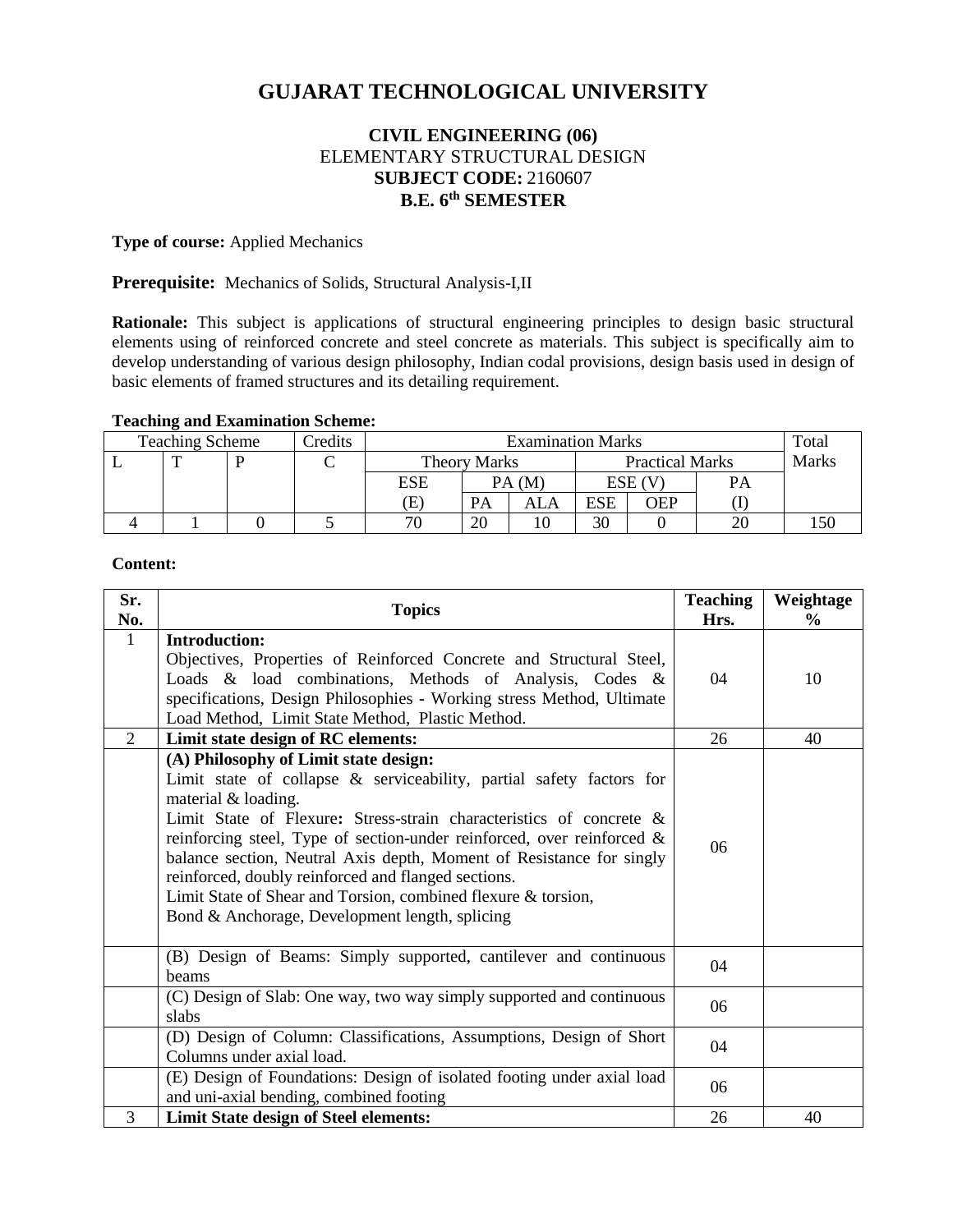# GUJARAT TECHNOLOGICAL UNIVERSITY

**CIVIL ENGINEERING (06)**
ELEMENTARY STRUCTURAL DESIGN
**SUBJECT CODE:** 2160607
**B.E. 6th SEMESTER**

**Type of course:** Applied Mechanics

**Prerequisite:** Mechanics of Solids, Structural Analysis-I,II

**Rationale:** This subject is applications of structural engineering principles to design basic structural elements using of reinforced concrete and steel concrete as materials. This subject is specifically aim to develop understanding of various design philosophy, Indian codal provisions, design basis used in design of basic elements of framed structures and its detailing requirement.

**Teaching and Examination Scheme:**

| Teaching Scheme | | | Credits | Examination Marks | | | | | | Total Marks |
|---|---|---|---|---|---|---|---|---|---|---|
| L | T | P | C | Theory Marks | | | Practical Marks | | | |
| | | | | ESE (E) | PA (M) | | ESE (V) | | PA (I) | |
| | | | | | PA | ALA | ESE | OEP | | |
| 4 | 1 | 0 | 5 | 70 | 20 | 10 | 30 | 0 | 20 | 150 |

**Content:**

| Sr. No. | Topics | Teaching Hrs. | Weightage % |
|---|---|---|---|
| 1 | **Introduction:** Objectives, Properties of Reinforced Concrete and Structural Steel, Loads & load combinations, Methods of Analysis, Codes & specifications, Design Philosophies - Working stress Method, Ultimate Load Method, Limit State Method, Plastic Method. | 04 | 10 |
| 2 | **Limit state design of RC elements:** | 26 | 40 |
| | **(A) Philosophy of Limit state design:** Limit state of collapse & serviceability, partial safety factors for material & loading. Limit State of Flexure**:** Stress-strain characteristics of concrete & reinforcing steel, Type of section-under reinforced, over reinforced & balance section, Neutral Axis depth, Moment of Resistance for singly reinforced, doubly reinforced and flanged sections. Limit State of Shear and Torsion, combined flexure & torsion, Bond & Anchorage, Development length, splicing | 06 | |
| | (B) Design of Beams: Simply supported, cantilever and continuous beams | 04 | |
| | (C) Design of Slab: One way, two way simply supported and continuous slabs | 06 | |
| | (D) Design of Column: Classifications, Assumptions, Design of Short Columns under axial load. | 04 | |
| | (E) Design of Foundations: Design of isolated footing under axial load and uni-axial bending, combined footing | 06 | |
| 3 | **Limit State design of Steel elements:** | 26 | 40 |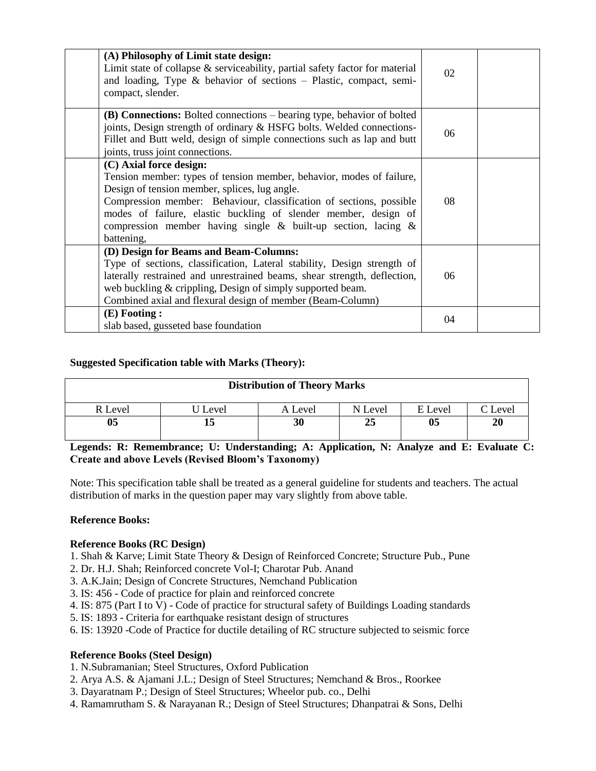|  | **(A) Philosophy of Limit state design:** Limit state of collapse & serviceability, partial safety factor for material and loading, Type & behavior of sections – Plastic, compact, semi-compact, slender. | 02 |  |
|---|---|---|---|
|  | **(B) Connections:** Bolted connections – bearing type, behavior of bolted joints, Design strength of ordinary & HSFG bolts. Welded connections-Fillet and Butt weld, design of simple connections such as lap and butt joints, truss joint connections. | 06 |  |
|  | **(C) Axial force design:** Tension member: types of tension member, behavior, modes of failure, Design of tension member, splices, lug angle. Compression member: Behaviour, classification of sections, possible modes of failure, elastic buckling of slender member, design of compression member having single & built-up section, lacing & battening, | 08 |  |
|  | **(D) Design for Beams and Beam-Columns:** Type of sections, classification, Lateral stability, Design strength of laterally restrained and unrestrained beams, shear strength, deflection, web buckling & crippling, Design of simply supported beam. Combined axial and flexural design of member (Beam-Column) | 06 |  |
|  | **(E) Footing :** slab based, gusseted base foundation | 04 |  |

**Suggested Specification table with Marks (Theory):**

| **Distribution of Theory Marks** | | | | | |
|---|---|---|---|---|---|
| R Level | U Level | A Level | N Level | E Level | C Level |
| **05** | **15** | **30** | **25** | **05** | **20** |

**Legends: R: Remembrance; U: Understanding; A: Application, N: Analyze and E: Evaluate C: Create and above Levels (Revised Bloom's Taxonomy)**

Note: This specification table shall be treated as a general guideline for students and teachers. The actual distribution of marks in the question paper may vary slightly from above table.

**Reference Books:**

**Reference Books (RC Design)**

1. Shah & Karve; Limit State Theory & Design of Reinforced Concrete; Structure Pub., Pune
2. Dr. H.J. Shah; Reinforced concrete Vol-I; Charotar Pub. Anand
3. A.K.Jain; Design of Concrete Structures, Nemchand Publication
3. IS: 456 - Code of practice for plain and reinforced concrete
4. IS: 875 (Part I to V) - Code of practice for structural safety of Buildings Loading standards
5. IS: 1893 - Criteria for earthquake resistant design of structures
6. IS: 13920 -Code of Practice for ductile detailing of RC structure subjected to seismic force

**Reference Books (Steel Design)**

1. N.Subramanian; Steel Structures, Oxford Publication
2. Arya A.S. & Ajamani J.L.; Design of Steel Structures; Nemchand & Bros., Roorkee
3. Dayaratnam P.; Design of Steel Structures; Wheelor pub. co., Delhi
4. Ramamrutham S. & Narayanan R.; Design of Steel Structures; Dhanpatrai & Sons, Delhi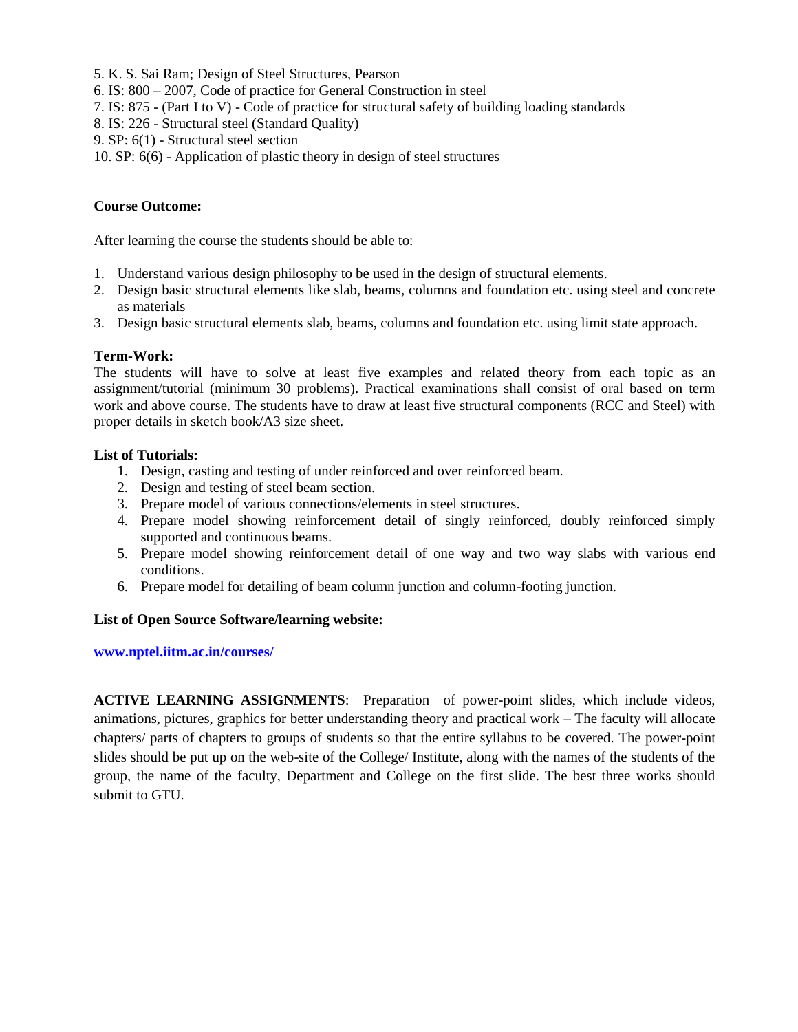5. K. S. Sai Ram; Design of Steel Structures, Pearson
6. IS: 800 – 2007, Code of practice for General Construction in steel
7. IS: 875 - (Part I to V) - Code of practice for structural safety of building loading standards
8. IS: 226 - Structural steel (Standard Quality)
9. SP: 6(1) - Structural steel section
10. SP: 6(6) - Application of plastic theory in design of steel structures

**Course Outcome:**

After learning the course the students should be able to:

1. Understand various design philosophy to be used in the design of structural elements.
2. Design basic structural elements like slab, beams, columns and foundation etc. using steel and concrete as materials
3. Design basic structural elements slab, beams, columns and foundation etc. using limit state approach.

**Term-Work:**

The students will have to solve at least five examples and related theory from each topic as an assignment/tutorial (minimum 30 problems). Practical examinations shall consist of oral based on term work and above course. The students have to draw at least five structural components (RCC and Steel) with proper details in sketch book/A3 size sheet.

**List of Tutorials:**

1. Design, casting and testing of under reinforced and over reinforced beam.
2. Design and testing of steel beam section.
3. Prepare model of various connections/elements in steel structures.
4. Prepare model showing reinforcement detail of singly reinforced, doubly reinforced simply supported and continuous beams.
5. Prepare model showing reinforcement detail of one way and two way slabs with various end conditions.
6. Prepare model for detailing of beam column junction and column-footing junction.

**List of Open Source Software/learning website:**

**www.nptel.iitm.ac.in/courses/**

**ACTIVE LEARNING ASSIGNMENTS**: Preparation of power-point slides, which include videos, animations, pictures, graphics for better understanding theory and practical work – The faculty will allocate chapters/ parts of chapters to groups of students so that the entire syllabus to be covered. The power-point slides should be put up on the web-site of the College/ Institute, along with the names of the students of the group, the name of the faculty, Department and College on the first slide. The best three works should submit to GTU.